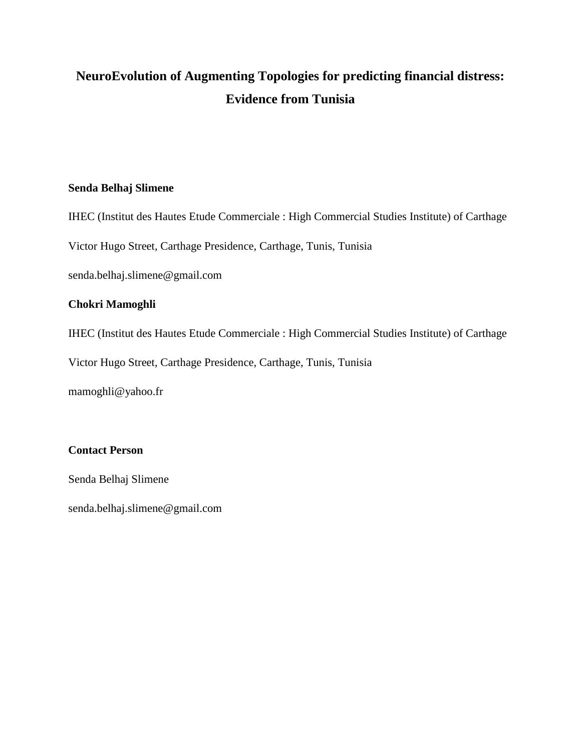# NeuroEvolution of Augmenting Topologies for predicting financial distress: Evidence from Tunisia

**Senda Belhaj Slimene**

IHEC (Institut des Hautes Etude Commerciale : High Commercial Studies Institute) of Carthage

Victor Hugo Street, Carthage Presidence, Carthage, Tunis, Tunisia

senda.belhaj.slimene@gmail.com

**Chokri Mamoghli**

IHEC (Institut des Hautes Etude Commerciale : High Commercial Studies Institute) of Carthage

Victor Hugo Street, Carthage Presidence, Carthage, Tunis, Tunisia

mamoghli@yahoo.fr

**Contact Person**

Senda Belhaj Slimene

senda.belhaj.slimene@gmail.com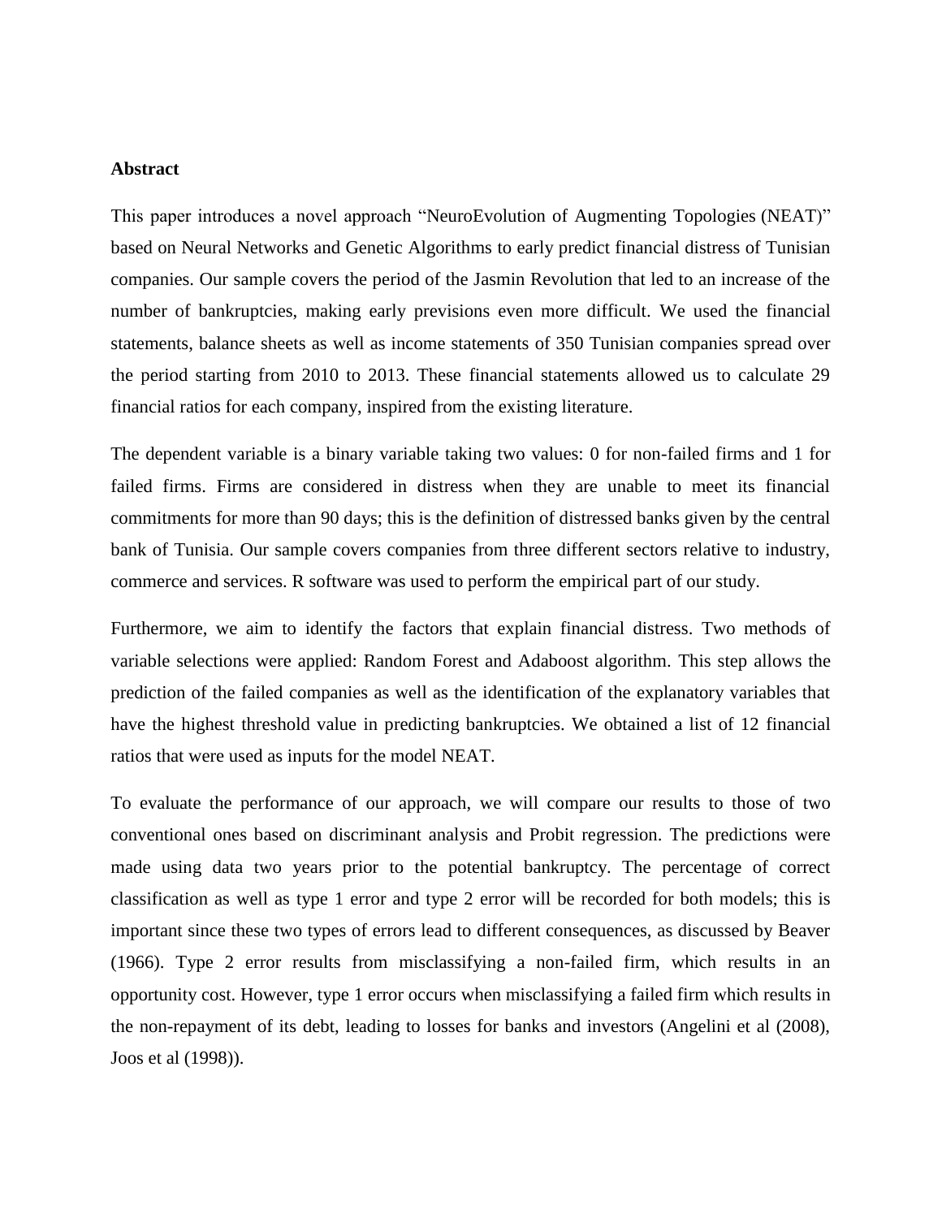**Abstract**

This paper introduces a novel approach "NeuroEvolution of Augmenting Topologies (NEAT)" based on Neural Networks and Genetic Algorithms to early predict financial distress of Tunisian companies. Our sample covers the period of the Jasmin Revolution that led to an increase of the number of bankruptcies, making early previsions even more difficult. We used the financial statements, balance sheets as well as income statements of 350 Tunisian companies spread over the period starting from 2010 to 2013. These financial statements allowed us to calculate 29 financial ratios for each company, inspired from the existing literature.

The dependent variable is a binary variable taking two values: 0 for non-failed firms and 1 for failed firms. Firms are considered in distress when they are unable to meet its financial commitments for more than 90 days; this is the definition of distressed banks given by the central bank of Tunisia. Our sample covers companies from three different sectors relative to industry, commerce and services. R software was used to perform the empirical part of our study.

Furthermore, we aim to identify the factors that explain financial distress. Two methods of variable selections were applied: Random Forest and Adaboost algorithm. This step allows the prediction of the failed companies as well as the identification of the explanatory variables that have the highest threshold value in predicting bankruptcies. We obtained a list of 12 financial ratios that were used as inputs for the model NEAT.

To evaluate the performance of our approach, we will compare our results to those of two conventional ones based on discriminant analysis and Probit regression. The predictions were made using data two years prior to the potential bankruptcy. The percentage of correct classification as well as type 1 error and type 2 error will be recorded for both models; this is important since these two types of errors lead to different consequences, as discussed by Beaver (1966). Type 2 error results from misclassifying a non-failed firm, which results in an opportunity cost. However, type 1 error occurs when misclassifying a failed firm which results in the non-repayment of its debt, leading to losses for banks and investors (Angelini et al (2008), Joos et al (1998)).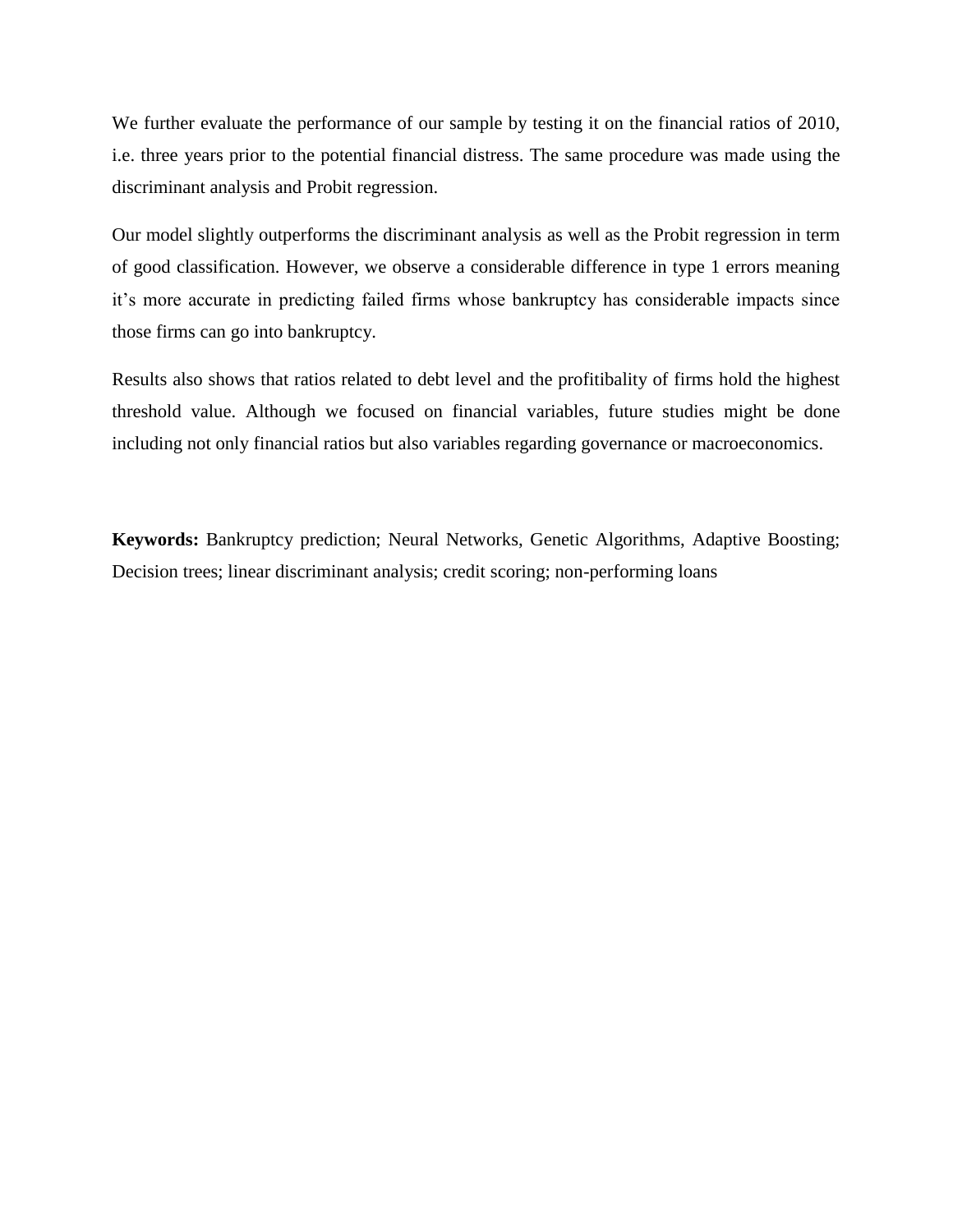We further evaluate the performance of our sample by testing it on the financial ratios of 2010, i.e. three years prior to the potential financial distress. The same procedure was made using the discriminant analysis and Probit regression.

Our model slightly outperforms the discriminant analysis as well as the Probit regression in term of good classification. However, we observe a considerable difference in type 1 errors meaning it's more accurate in predicting failed firms whose bankruptcy has considerable impacts since those firms can go into bankruptcy.

Results also shows that ratios related to debt level and the profitibality of firms hold the highest threshold value. Although we focused on financial variables, future studies might be done including not only financial ratios but also variables regarding governance or macroeconomics.

**Keywords:** Bankruptcy prediction; Neural Networks, Genetic Algorithms, Adaptive Boosting; Decision trees; linear discriminant analysis; credit scoring; non-performing loans